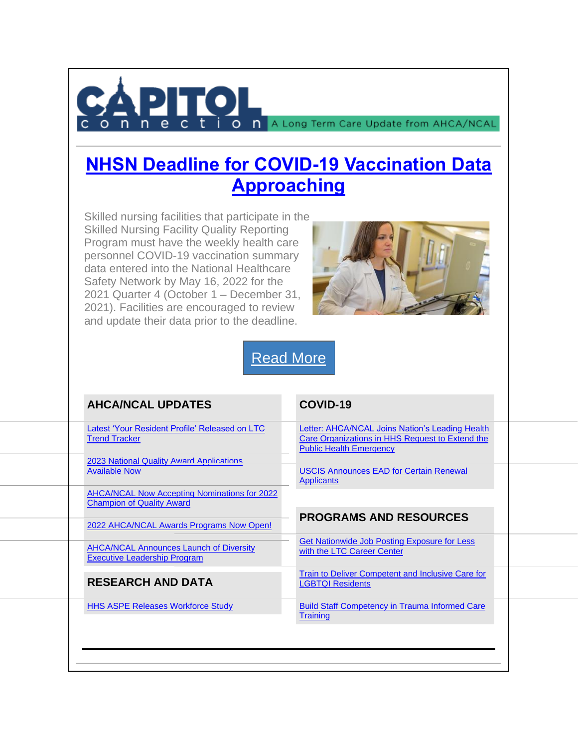# CAPITOL connection

A Long Term Care Update from AHCA/NCAL

## NHSN Deadline for COVID-19 Vaccination Data Approaching

Skilled nursing facilities that participate in the Skilled Nursing Facility Quality Reporting Program must have the weekly health care personnel COVID-19 vaccination summary data entered into the National Healthcare Safety Network by May 16, 2022 for the 2021 Quarter 4 (October 1 – December 31, 2021). Facilities are encouraged to review and update their data prior to the deadline.

Read More

### AHCA/NCAL UPDATES

- Latest 'Your Resident Profile' Released on LTC Trend Tracker
- 2023 National Quality Award Applications Available Now
- AHCA/NCAL Now Accepting Nominations for 2022 Champion of Quality Award
- 2022 AHCA/NCAL Awards Programs Now Open!
- AHCA/NCAL Announces Launch of Diversity Executive Leadership Program

### RESEARCH AND DATA

- HHS ASPE Releases Workforce Study

### COVID-19

- Letter: AHCA/NCAL Joins Nation's Leading Health Care Organizations in HHS Request to Extend the Public Health Emergency
- USCIS Announces EAD for Certain Renewal Applicants

### PROGRAMS AND RESOURCES

- Get Nationwide Job Posting Exposure for Less with the LTC Career Center
- Train to Deliver Competent and Inclusive Care for LGBTQI Residents
- Build Staff Competency in Trauma Informed Care Training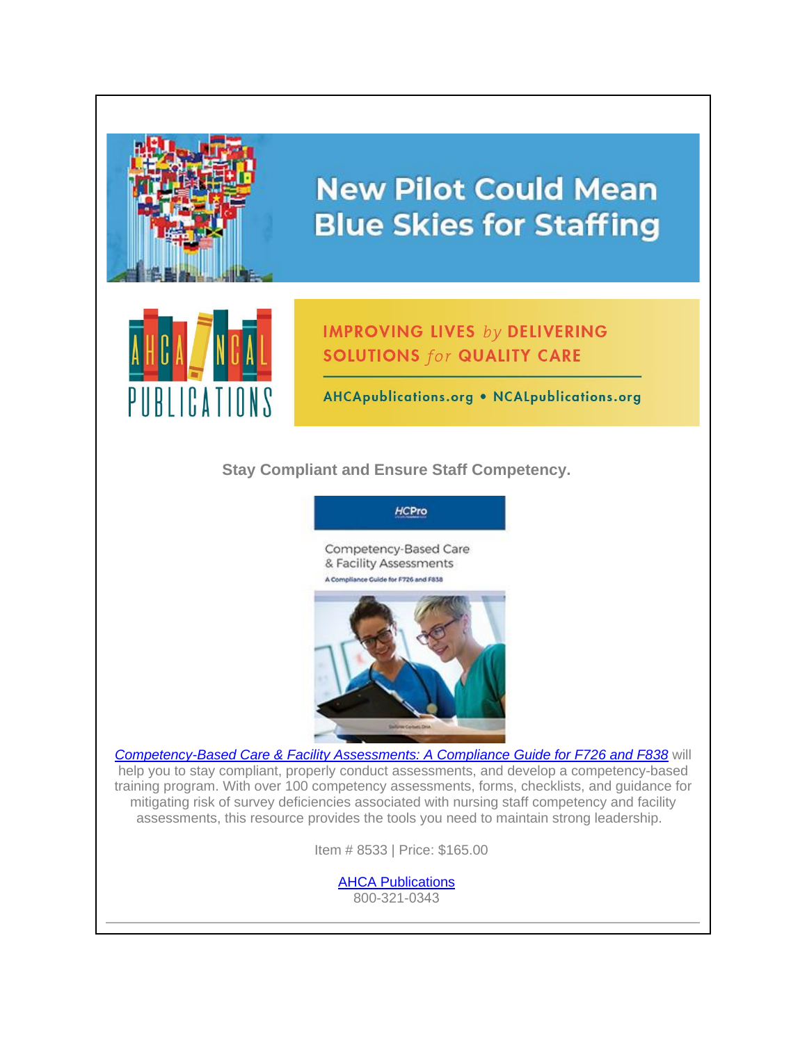# New Pilot Could Mean Blue Skies for Staffing

AHCA / NCAL PUBLICATIONS

IMPROVING LIVES *by* DELIVERING SOLUTIONS *for* QUALITY CARE

AHCApublications.org • NCALpublications.org

**Stay Compliant and Ensure Staff Competency.**

HCPro

Competency-Based Care & Facility Assessments

A Compliance Guide for F726 and F838

*Competency-Based Care & Facility Assessments: A Compliance Guide for F726 and F838* will help you to stay compliant, properly conduct assessments, and develop a competency-based training program. With over 100 competency assessments, forms, checklists, and guidance for mitigating risk of survey deficiencies associated with nursing staff competency and facility assessments, this resource provides the tools you need to maintain strong leadership.

Item # 8533 | Price: $165.00

AHCA Publications
800-321-0343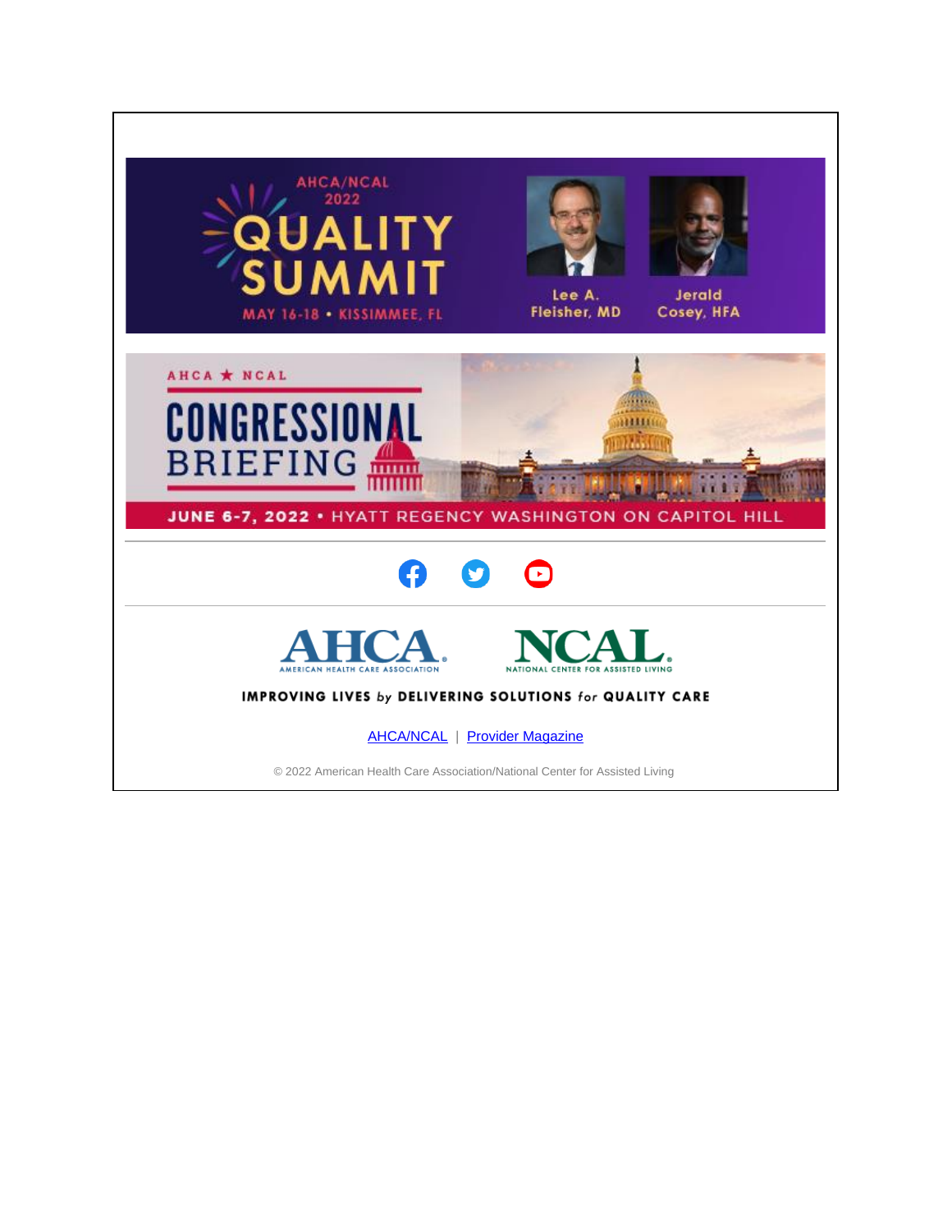AHCA/NCAL 2022

QUALITY SUMMIT

MAY 16-18 • KISSIMMEE, FL

Lee A. Fleisher, MD

Jerald Cosey, HFA

AHCA ★ NCAL

CONGRESSIONAL BRIEFING

JUNE 6-7, 2022 • HYATT REGENCY WASHINGTON ON CAPITOL HILL

---

AHCA. AMERICAN HEALTH CARE ASSOCIATION

NCAL. NATIONAL CENTER FOR ASSISTED LIVING

IMPROVING LIVES *by* DELIVERING SOLUTIONS *for* QUALITY CARE

[AHCA/NCAL](#) | [Provider Magazine](#)

© 2022 American Health Care Association/National Center for Assisted Living